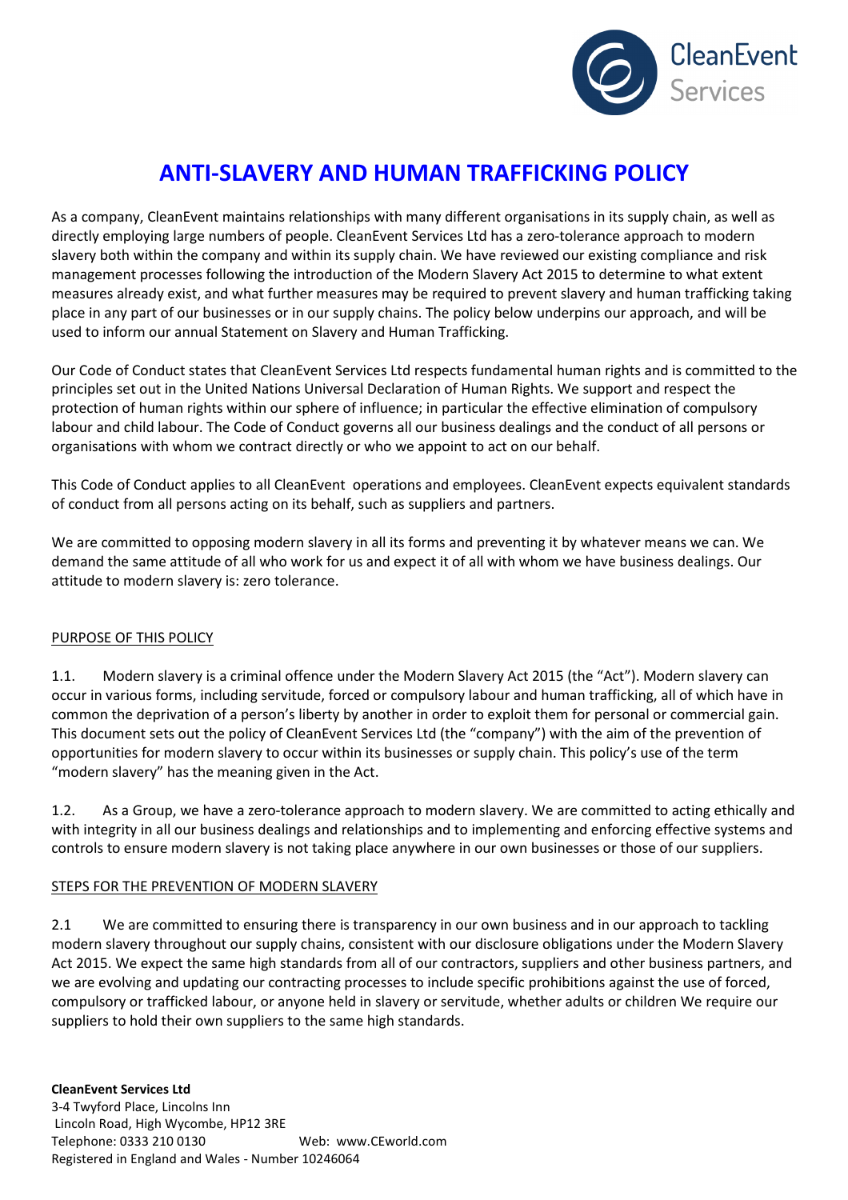# ANTI-SLAVERY AND HUMAN TRAFFICKING POLICY

As a company, CleanEvent maintains relationships with many different organisations in its supply chain, as well as directly employing large numbers of people. CleanEvent Services Ltd has a zero-tolerance approach to modern slavery both within the company and within its supply chain. We have reviewed our existing compliance and risk management processes following the introduction of the Modern Slavery Act 2015 to determine to what extent measures already exist, and what further measures may be required to prevent slavery and human trafficking taking place in any part of our businesses or in our supply chains. The policy below underpins our approach, and will be used to inform our annual Statement on Slavery and Human Trafficking.

Our Code of Conduct states that CleanEvent Services Ltd respects fundamental human rights and is committed to the principles set out in the United Nations Universal Declaration of Human Rights. We support and respect the protection of human rights within our sphere of influence; in particular the effective elimination of compulsory labour and child labour. The Code of Conduct governs all our business dealings and the conduct of all persons or organisations with whom we contract directly or who we appoint to act on our behalf.

This Code of Conduct applies to all CleanEvent operations and employees. CleanEvent expects equivalent standards of conduct from all persons acting on its behalf, such as suppliers and partners.

We are committed to opposing modern slavery in all its forms and preventing it by whatever means we can. We demand the same attitude of all who work for us and expect it of all with whom we have business dealings. Our attitude to modern slavery is: zero tolerance.

## PURPOSE OF THIS POLICY

1.1. Modern slavery is a criminal offence under the Modern Slavery Act 2015 (the "Act"). Modern slavery can occur in various forms, including servitude, forced or compulsory labour and human trafficking, all of which have in common the deprivation of a person's liberty by another in order to exploit them for personal or commercial gain. This document sets out the policy of CleanEvent Services Ltd (the "company") with the aim of the prevention of opportunities for modern slavery to occur within its businesses or supply chain. This policy's use of the term "modern slavery" has the meaning given in the Act.

1.2. As a Group, we have a zero-tolerance approach to modern slavery. We are committed to acting ethically and with integrity in all our business dealings and relationships and to implementing and enforcing effective systems and controls to ensure modern slavery is not taking place anywhere in our own businesses or those of our suppliers.

## STEPS FOR THE PREVENTION OF MODERN SLAVERY

2.1 We are committed to ensuring there is transparency in our own business and in our approach to tackling modern slavery throughout our supply chains, consistent with our disclosure obligations under the Modern Slavery Act 2015. We expect the same high standards from all of our contractors, suppliers and other business partners, and we are evolving and updating our contracting processes to include specific prohibitions against the use of forced, compulsory or trafficked labour, or anyone held in slavery or servitude, whether adults or children We require our suppliers to hold their own suppliers to the same high standards.

**CleanEvent Services Ltd**
3-4 Twyford Place, Lincolns Inn
Lincoln Road, High Wycombe, HP12 3RE
Telephone: 0333 210 0130 Web: www.CEworld.com
Registered in England and Wales - Number 10246064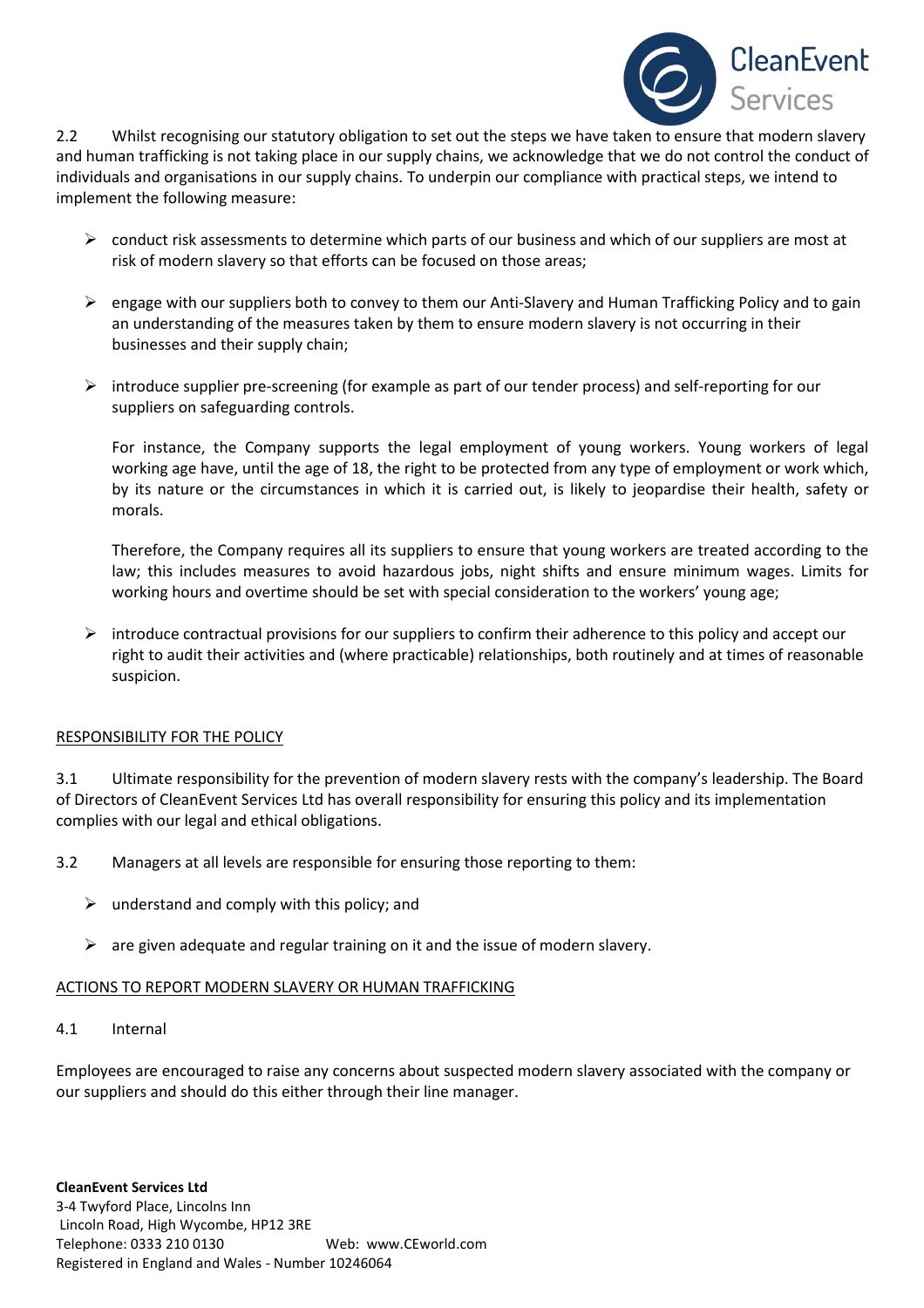2.2 Whilst recognising our statutory obligation to set out the steps we have taken to ensure that modern slavery and human trafficking is not taking place in our supply chains, we acknowledge that we do not control the conduct of individuals and organisations in our supply chains. To underpin our compliance with practical steps, we intend to implement the following measure:

- conduct risk assessments to determine which parts of our business and which of our suppliers are most at risk of modern slavery so that efforts can be focused on those areas;
- engage with our suppliers both to convey to them our Anti-Slavery and Human Trafficking Policy and to gain an understanding of the measures taken by them to ensure modern slavery is not occurring in their businesses and their supply chain;
- introduce supplier pre-screening (for example as part of our tender process) and self-reporting for our suppliers on safeguarding controls.

  For instance, the Company supports the legal employment of young workers. Young workers of legal working age have, until the age of 18, the right to be protected from any type of employment or work which, by its nature or the circumstances in which it is carried out, is likely to jeopardise their health, safety or morals.

  Therefore, the Company requires all its suppliers to ensure that young workers are treated according to the law; this includes measures to avoid hazardous jobs, night shifts and ensure minimum wages. Limits for working hours and overtime should be set with special consideration to the workers' young age;
- introduce contractual provisions for our suppliers to confirm their adherence to this policy and accept our right to audit their activities and (where practicable) relationships, both routinely and at times of reasonable suspicion.

## RESPONSIBILITY FOR THE POLICY

3.1 Ultimate responsibility for the prevention of modern slavery rests with the company's leadership. The Board of Directors of CleanEvent Services Ltd has overall responsibility for ensuring this policy and its implementation complies with our legal and ethical obligations.

3.2 Managers at all levels are responsible for ensuring those reporting to them:

- understand and comply with this policy; and
- are given adequate and regular training on it and the issue of modern slavery.

## ACTIONS TO REPORT MODERN SLAVERY OR HUMAN TRAFFICKING

4.1 Internal

Employees are encouraged to raise any concerns about suspected modern slavery associated with the company or our suppliers and should do this either through their line manager.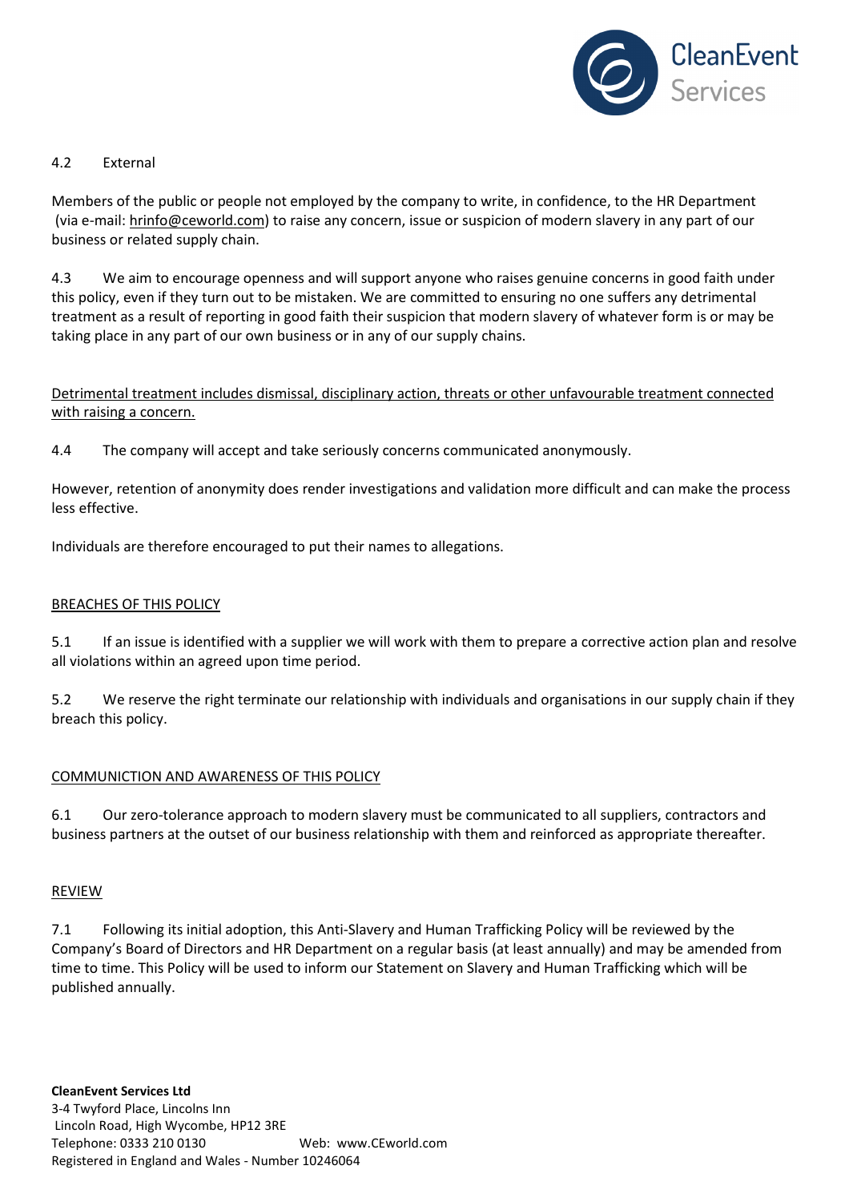4.2 External

Members of the public or people not employed by the company to write, in confidence, to the HR Department (via e-mail: hrinfo@ceworld.com) to raise any concern, issue or suspicion of modern slavery in any part of our business or related supply chain.

4.3 We aim to encourage openness and will support anyone who raises genuine concerns in good faith under this policy, even if they turn out to be mistaken. We are committed to ensuring no one suffers any detrimental treatment as a result of reporting in good faith their suspicion that modern slavery of whatever form is or may be taking place in any part of our own business or in any of our supply chains.

Detrimental treatment includes dismissal, disciplinary action, threats or other unfavourable treatment connected with raising a concern.

4.4 The company will accept and take seriously concerns communicated anonymously.

However, retention of anonymity does render investigations and validation more difficult and can make the process less effective.

Individuals are therefore encouraged to put their names to allegations.

## BREACHES OF THIS POLICY

5.1 If an issue is identified with a supplier we will work with them to prepare a corrective action plan and resolve all violations within an agreed upon time period.

5.2 We reserve the right terminate our relationship with individuals and organisations in our supply chain if they breach this policy.

## COMMUNICTION AND AWARENESS OF THIS POLICY

6.1 Our zero-tolerance approach to modern slavery must be communicated to all suppliers, contractors and business partners at the outset of our business relationship with them and reinforced as appropriate thereafter.

## REVIEW

7.1 Following its initial adoption, this Anti-Slavery and Human Trafficking Policy will be reviewed by the Company's Board of Directors and HR Department on a regular basis (at least annually) and may be amended from time to time. This Policy will be used to inform our Statement on Slavery and Human Trafficking which will be published annually.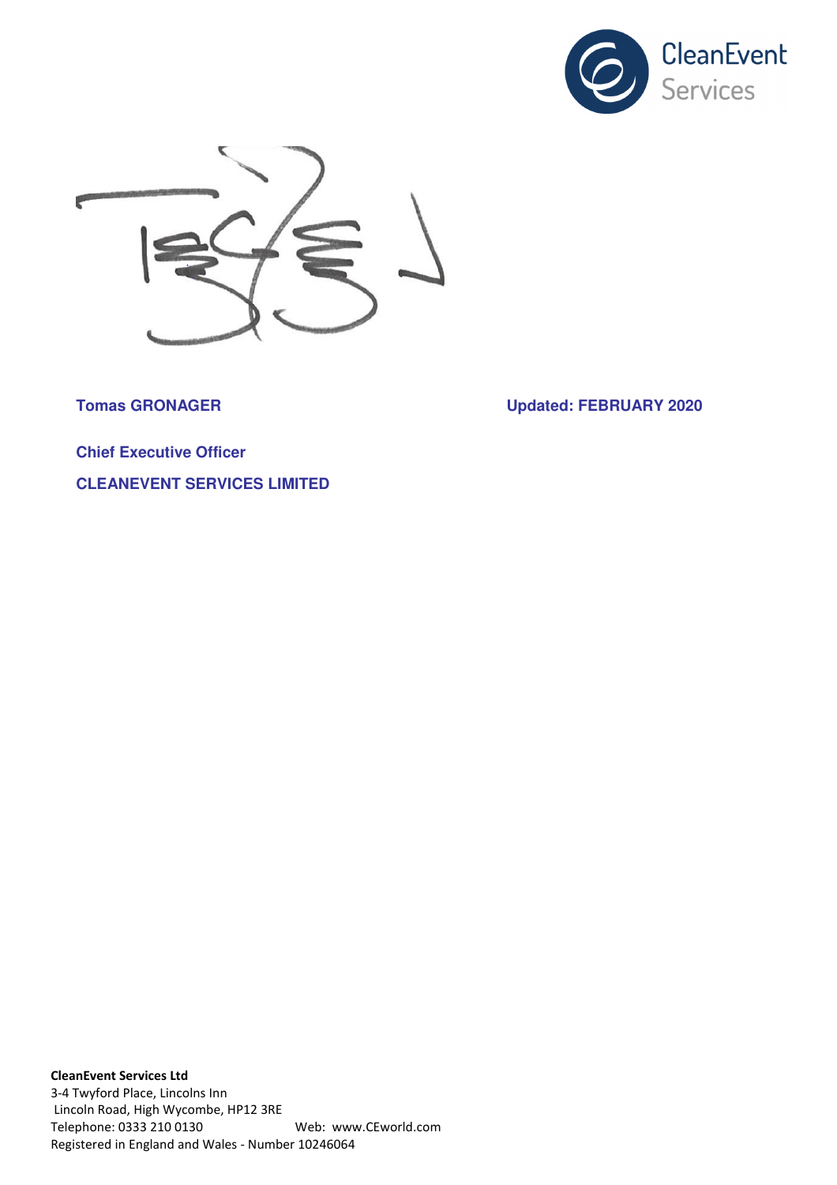**Tomas GRONAGER** **Updated: FEBRUARY 2020**

**Chief Executive Officer**

**CLEANEVENT SERVICES LIMITED**

**CleanEvent Services Ltd**
3-4 Twyford Place, Lincolns Inn
Lincoln Road, High Wycombe, HP12 3RE
Telephone: 0333 210 0130 Web: www.CEworld.com
Registered in England and Wales - Number 10246064